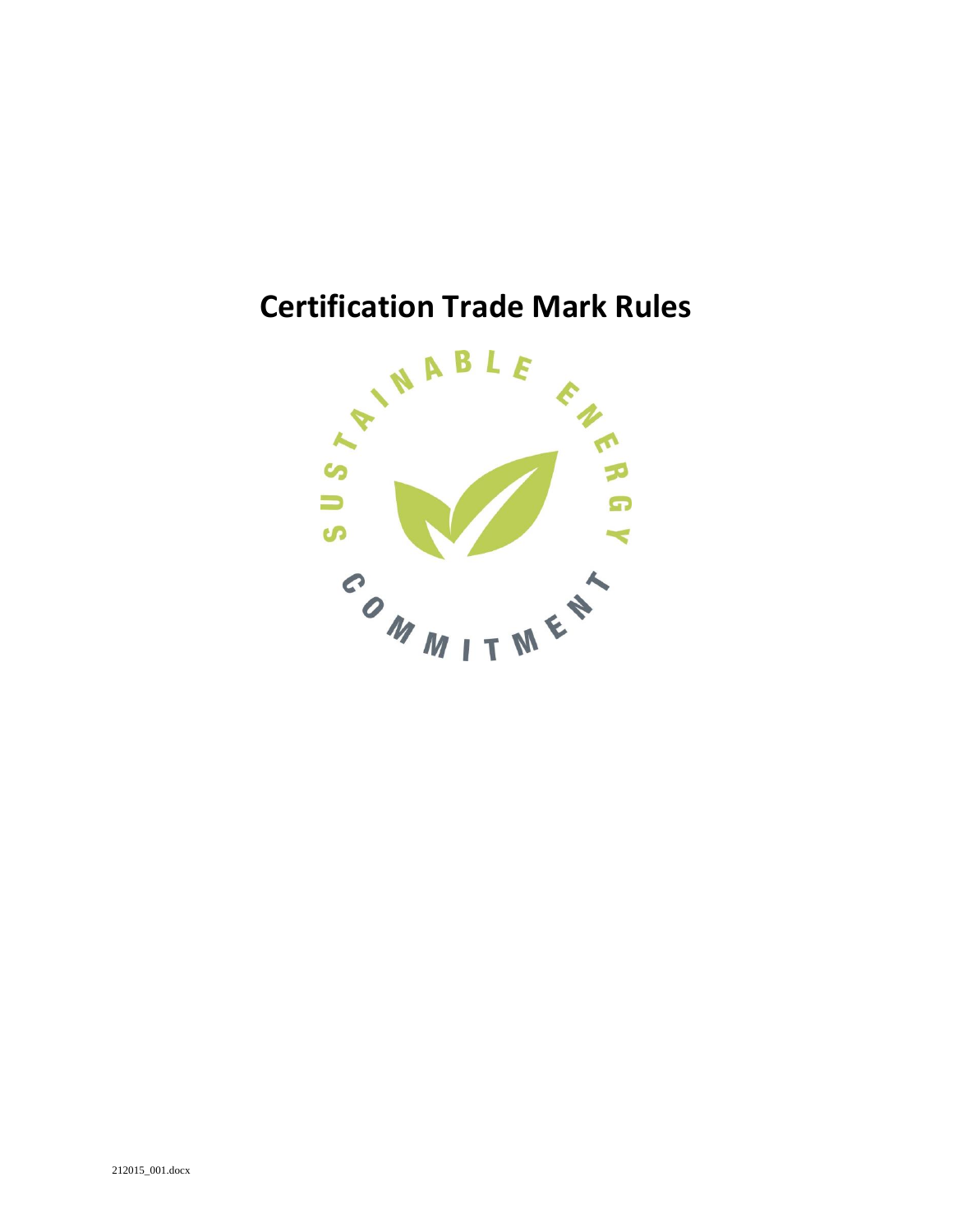# Certification Trade Mark Rules

SUSTAINABLE ENERGY COMMITMENT

212015_001.docx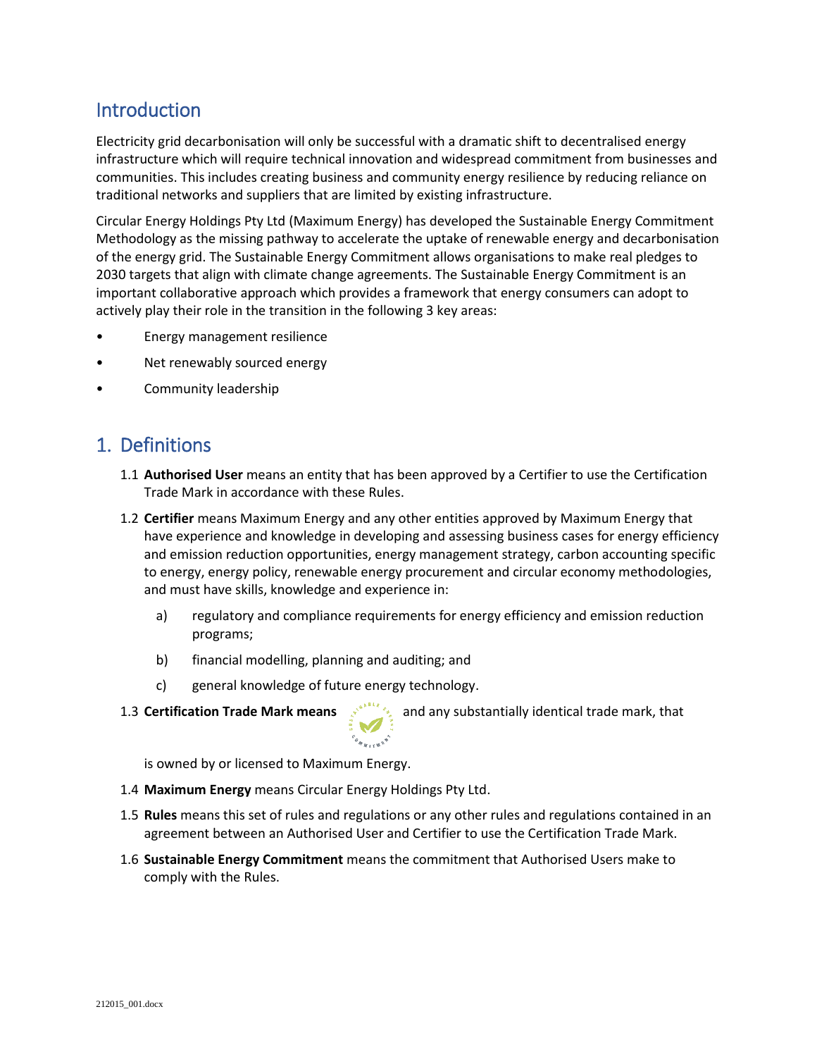## Introduction

Electricity grid decarbonisation will only be successful with a dramatic shift to decentralised energy infrastructure which will require technical innovation and widespread commitment from businesses and communities. This includes creating business and community energy resilience by reducing reliance on traditional networks and suppliers that are limited by existing infrastructure.

Circular Energy Holdings Pty Ltd (Maximum Energy) has developed the Sustainable Energy Commitment Methodology as the missing pathway to accelerate the uptake of renewable energy and decarbonisation of the energy grid. The Sustainable Energy Commitment allows organisations to make real pledges to 2030 targets that align with climate change agreements. The Sustainable Energy Commitment is an important collaborative approach which provides a framework that energy consumers can adopt to actively play their role in the transition in the following 3 key areas:

- Energy management resilience
- Net renewably sourced energy
- Community leadership

## 1. Definitions

1.1 **Authorised User** means an entity that has been approved by a Certifier to use the Certification Trade Mark in accordance with these Rules.

1.2 **Certifier** means Maximum Energy and any other entities approved by Maximum Energy that have experience and knowledge in developing and assessing business cases for energy efficiency and emission reduction opportunities, energy management strategy, carbon accounting specific to energy, energy policy, renewable energy procurement and circular economy methodologies, and must have skills, knowledge and experience in:

   a) regulatory and compliance requirements for energy efficiency and emission reduction programs;

   b) financial modelling, planning and auditing; and

   c) general knowledge of future energy technology.

1.3 **Certification Trade Mark means** and any substantially identical trade mark, that is owned by or licensed to Maximum Energy.

1.4 **Maximum Energy** means Circular Energy Holdings Pty Ltd.

1.5 **Rules** means this set of rules and regulations or any other rules and regulations contained in an agreement between an Authorised User and Certifier to use the Certification Trade Mark.

1.6 **Sustainable Energy Commitment** means the commitment that Authorised Users make to comply with the Rules.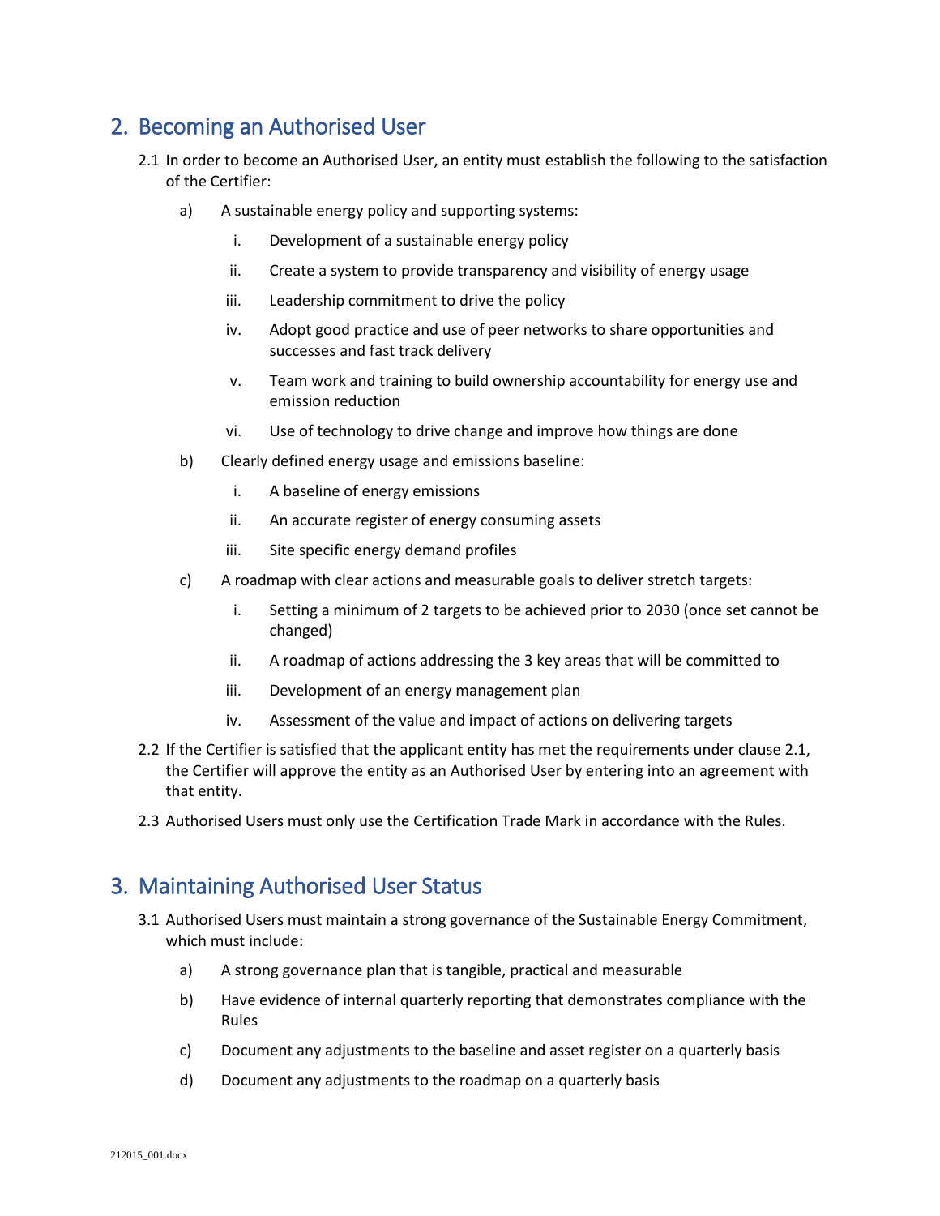## 2. Becoming an Authorised User

2.1 In order to become an Authorised User, an entity must establish the following to the satisfaction of the Certifier:

a) A sustainable energy policy and supporting systems:

   i. Development of a sustainable energy policy

   ii. Create a system to provide transparency and visibility of energy usage

   iii. Leadership commitment to drive the policy

   iv. Adopt good practice and use of peer networks to share opportunities and successes and fast track delivery

   v. Team work and training to build ownership accountability for energy use and emission reduction

   vi. Use of technology to drive change and improve how things are done

b) Clearly defined energy usage and emissions baseline:

   i. A baseline of energy emissions

   ii. An accurate register of energy consuming assets

   iii. Site specific energy demand profiles

c) A roadmap with clear actions and measurable goals to deliver stretch targets:

   i. Setting a minimum of 2 targets to be achieved prior to 2030 (once set cannot be changed)

   ii. A roadmap of actions addressing the 3 key areas that will be committed to

   iii. Development of an energy management plan

   iv. Assessment of the value and impact of actions on delivering targets

2.2 If the Certifier is satisfied that the applicant entity has met the requirements under clause 2.1, the Certifier will approve the entity as an Authorised User by entering into an agreement with that entity.

2.3 Authorised Users must only use the Certification Trade Mark in accordance with the Rules.

## 3. Maintaining Authorised User Status

3.1 Authorised Users must maintain a strong governance of the Sustainable Energy Commitment, which must include:

a) A strong governance plan that is tangible, practical and measurable

b) Have evidence of internal quarterly reporting that demonstrates compliance with the Rules

c) Document any adjustments to the baseline and asset register on a quarterly basis

d) Document any adjustments to the roadmap on a quarterly basis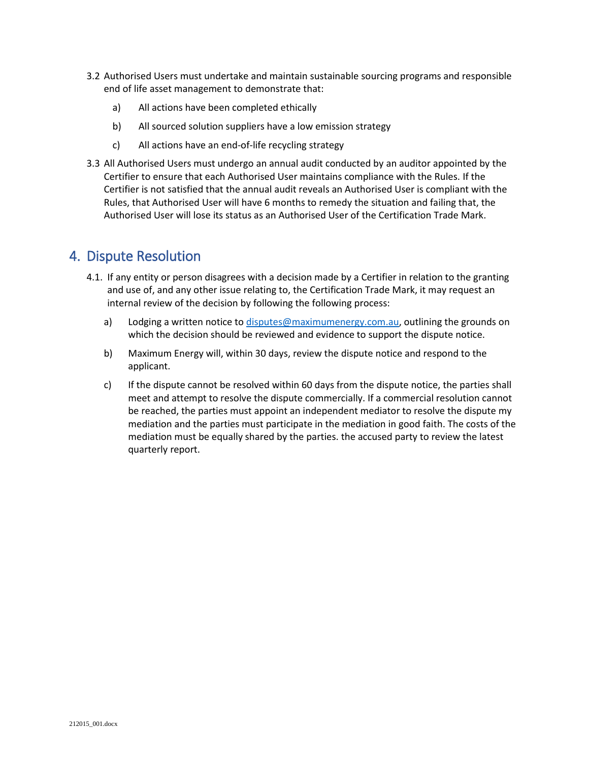3.2 Authorised Users must undertake and maintain sustainable sourcing programs and responsible end of life asset management to demonstrate that:

   a) All actions have been completed ethically

   b) All sourced solution suppliers have a low emission strategy

   c) All actions have an end-of-life recycling strategy

3.3 All Authorised Users must undergo an annual audit conducted by an auditor appointed by the Certifier to ensure that each Authorised User maintains compliance with the Rules. If the Certifier is not satisfied that the annual audit reveals an Authorised User is compliant with the Rules, that Authorised User will have 6 months to remedy the situation and failing that, the Authorised User will lose its status as an Authorised User of the Certification Trade Mark.

## 4. Dispute Resolution

4.1. If any entity or person disagrees with a decision made by a Certifier in relation to the granting and use of, and any other issue relating to, the Certification Trade Mark, it may request an internal review of the decision by following the following process:

   a) Lodging a written notice to disputes@maximumenergy.com.au, outlining the grounds on which the decision should be reviewed and evidence to support the dispute notice.

   b) Maximum Energy will, within 30 days, review the dispute notice and respond to the applicant.

   c) If the dispute cannot be resolved within 60 days from the dispute notice, the parties shall meet and attempt to resolve the dispute commercially. If a commercial resolution cannot be reached, the parties must appoint an independent mediator to resolve the dispute my mediation and the parties must participate in the mediation in good faith. The costs of the mediation must be equally shared by the parties. the accused party to review the latest quarterly report.